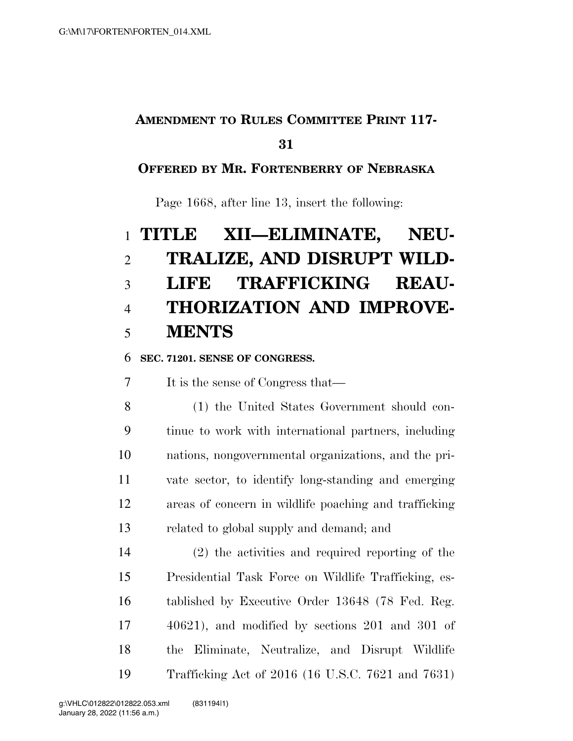**AMENDMENT TO RULES COMMITTEE PRINT 117-31**

**OFFERED BY MR. FORTENBERRY OF NEBRASKA**

Page 1668, after line 13, insert the following:

# TITLE XII—ELIMINATE, NEUTRALIZE, AND DISRUPT WILDLIFE TRAFFICKING REAUTHORIZATION AND IMPROVEMENTS

**SEC. 71201. SENSE OF CONGRESS.**

It is the sense of Congress that—

(1) the United States Government should continue to work with international partners, including nations, nongovernmental organizations, and the private sector, to identify long-standing and emerging areas of concern in wildlife poaching and trafficking related to global supply and demand; and

(2) the activities and required reporting of the Presidential Task Force on Wildlife Trafficking, established by Executive Order 13648 (78 Fed. Reg. 40621), and modified by sections 201 and 301 of the Eliminate, Neutralize, and Disrupt Wildlife Trafficking Act of 2016 (16 U.S.C. 7621 and 7631)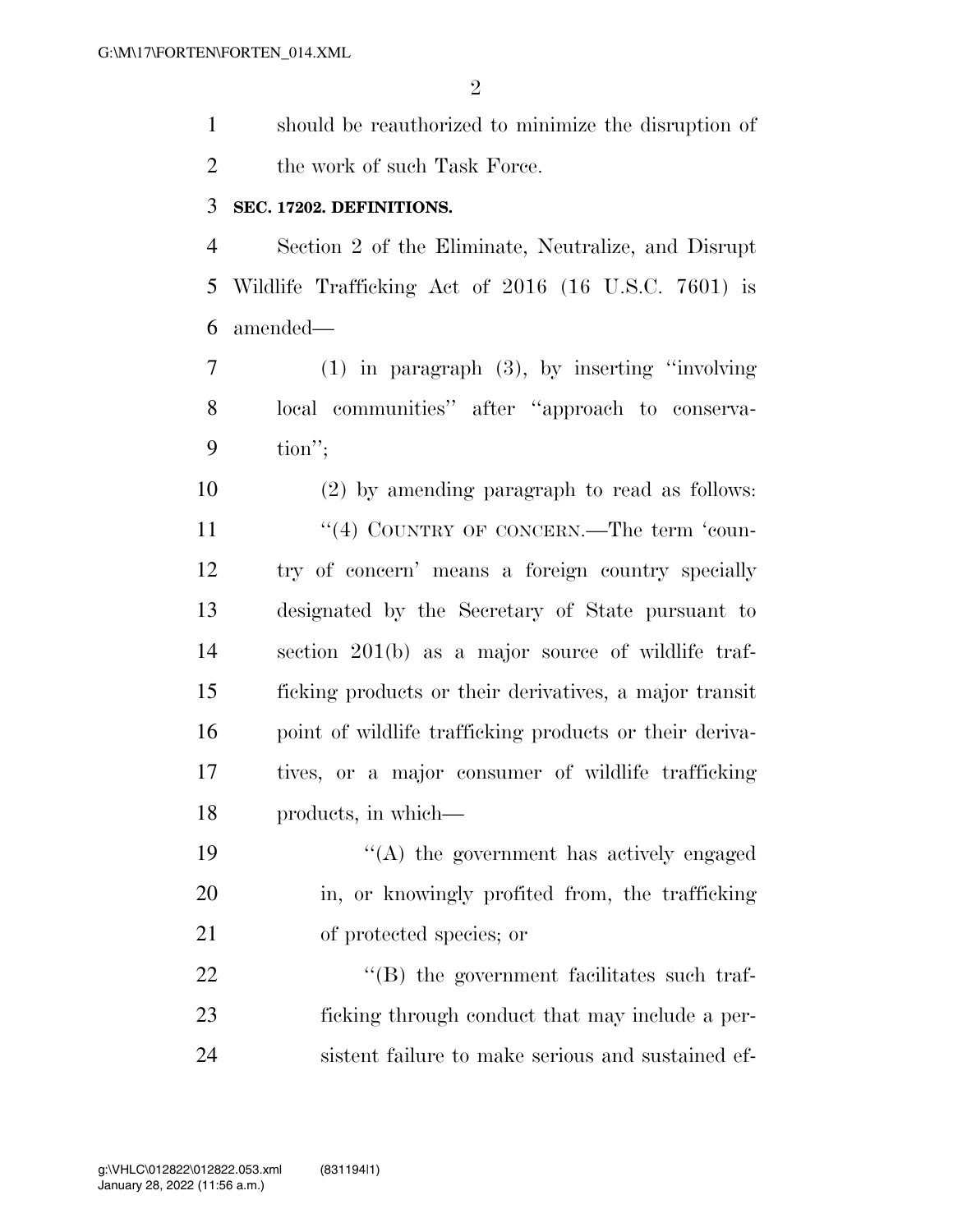should be reauthorized to minimize the disruption of the work of such Task Force.

**SEC. 17202. DEFINITIONS.**

Section 2 of the Eliminate, Neutralize, and Disrupt Wildlife Trafficking Act of 2016 (16 U.S.C. 7601) is amended—

(1) in paragraph (3), by inserting ''involving local communities'' after ''approach to conservation'';

(2) by amending paragraph to read as follows:

''(4) COUNTRY OF CONCERN.—The term 'country of concern' means a foreign country specially designated by the Secretary of State pursuant to section 201(b) as a major source of wildlife trafficking products or their derivatives, a major transit point of wildlife trafficking products or their derivatives, or a major consumer of wildlife trafficking products, in which—

''(A) the government has actively engaged in, or knowingly profited from, the trafficking of protected species; or

''(B) the government facilitates such trafficking through conduct that may include a persistent failure to make serious and sustained ef-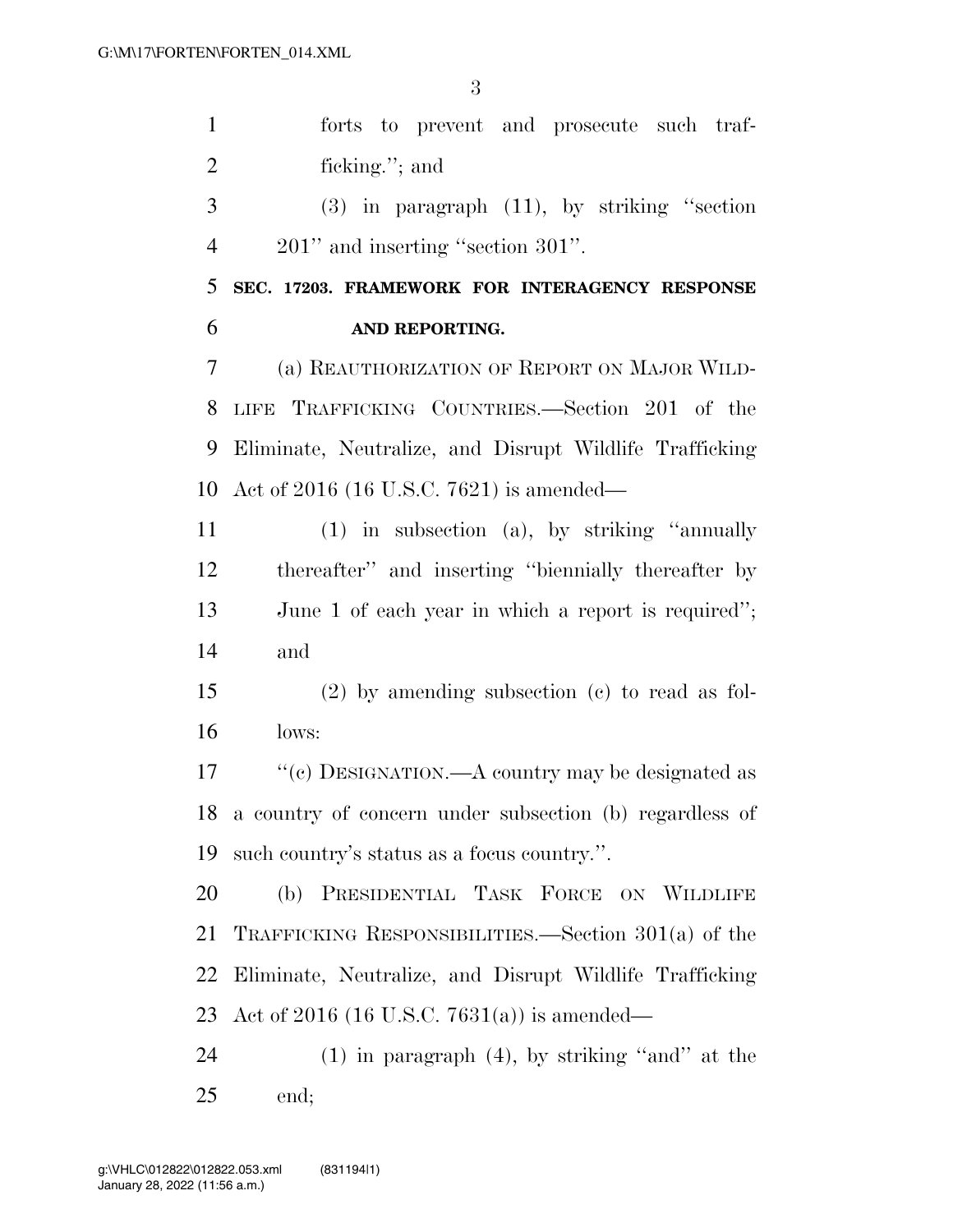forts to prevent and prosecute such trafficking.''; and

(3) in paragraph (11), by striking ''section 201'' and inserting ''section 301''.

**SEC. 17203. FRAMEWORK FOR INTERAGENCY RESPONSE AND REPORTING.**

(a) REAUTHORIZATION OF REPORT ON MAJOR WILDLIFE TRAFFICKING COUNTRIES.—Section 201 of the Eliminate, Neutralize, and Disrupt Wildlife Trafficking Act of 2016 (16 U.S.C. 7621) is amended—

(1) in subsection (a), by striking ''annually thereafter'' and inserting ''biennially thereafter by June 1 of each year in which a report is required''; and

(2) by amending subsection (c) to read as follows:

''(c) DESIGNATION.—A country may be designated as a country of concern under subsection (b) regardless of such country's status as a focus country.''.

(b) PRESIDENTIAL TASK FORCE ON WILDLIFE TRAFFICKING RESPONSIBILITIES.—Section 301(a) of the Eliminate, Neutralize, and Disrupt Wildlife Trafficking Act of 2016 (16 U.S.C. 7631(a)) is amended—

(1) in paragraph (4), by striking ''and'' at the end;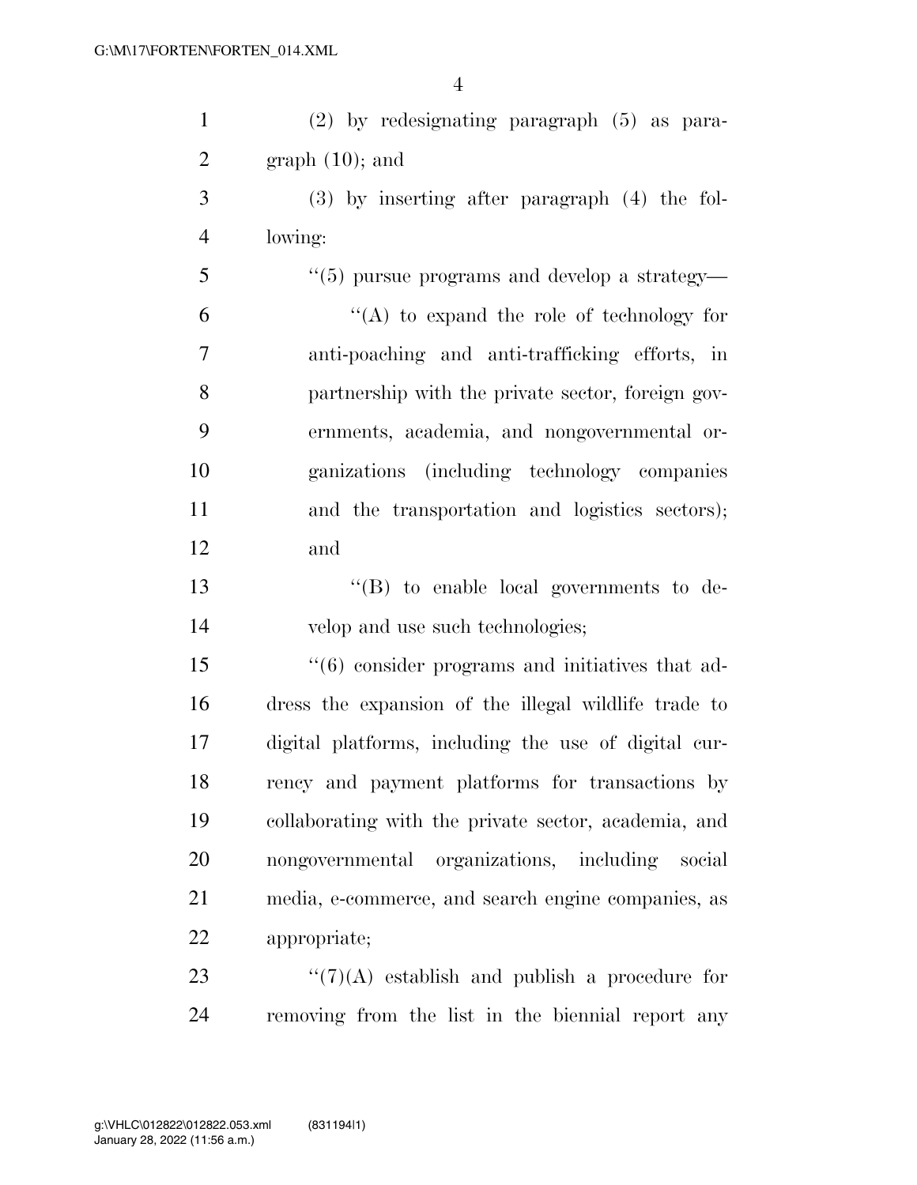(2) by redesignating paragraph (5) as paragraph (10); and

(3) by inserting after paragraph (4) the following:

''(5) pursue programs and develop a strategy—

''(A) to expand the role of technology for anti-poaching and anti-trafficking efforts, in partnership with the private sector, foreign governments, academia, and nongovernmental organizations (including technology companies and the transportation and logistics sectors); and

''(B) to enable local governments to develop and use such technologies;

''(6) consider programs and initiatives that address the expansion of the illegal wildlife trade to digital platforms, including the use of digital currency and payment platforms for transactions by collaborating with the private sector, academia, and nongovernmental organizations, including social media, e-commerce, and search engine companies, as appropriate;

''(7)(A) establish and publish a procedure for removing from the list in the biennial report any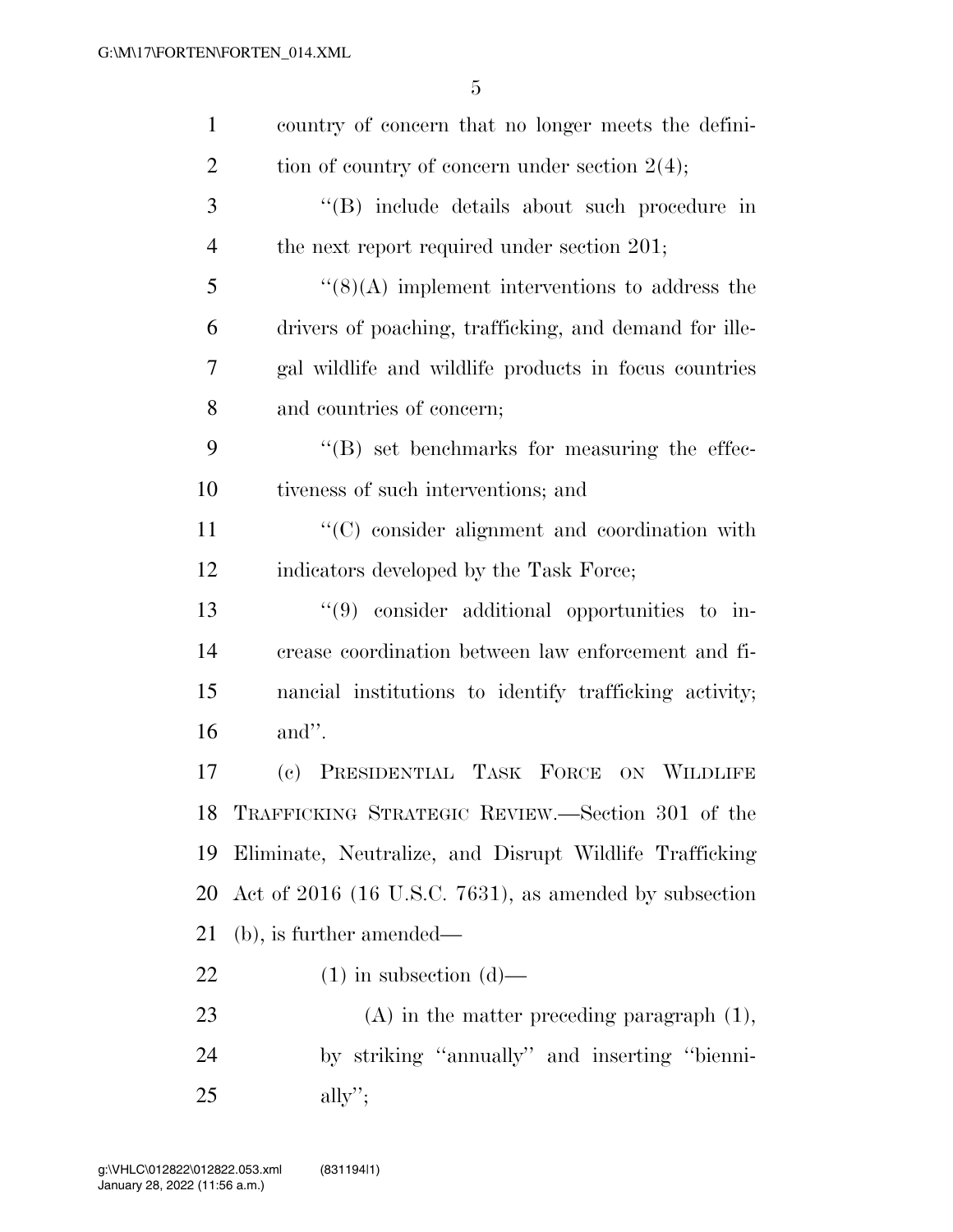country of concern that no longer meets the definition of country of concern under section 2(4);

''(B) include details about such procedure in the next report required under section 201;

''(8)(A) implement interventions to address the drivers of poaching, trafficking, and demand for illegal wildlife and wildlife products in focus countries and countries of concern;

''(B) set benchmarks for measuring the effectiveness of such interventions; and

''(C) consider alignment and coordination with indicators developed by the Task Force;

''(9) consider additional opportunities to increase coordination between law enforcement and financial institutions to identify trafficking activity; and''.

(c) PRESIDENTIAL TASK FORCE ON WILDLIFE TRAFFICKING STRATEGIC REVIEW.—Section 301 of the Eliminate, Neutralize, and Disrupt Wildlife Trafficking Act of 2016 (16 U.S.C. 7631), as amended by subsection (b), is further amended—

(1) in subsection (d)—

(A) in the matter preceding paragraph (1), by striking ''annually'' and inserting ''biennially'';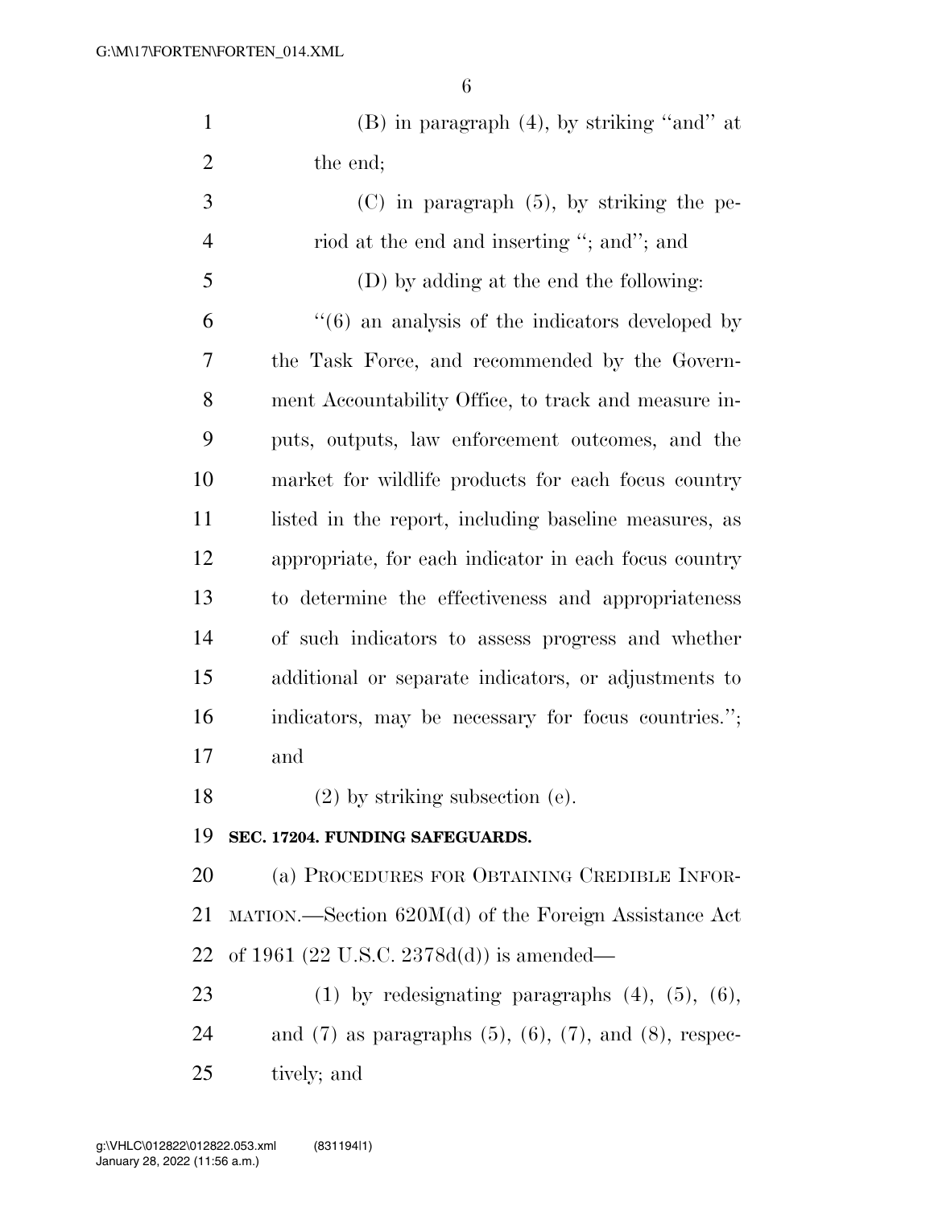(B) in paragraph (4), by striking "and" at the end;

(C) in paragraph (5), by striking the period at the end and inserting "; and"; and

(D) by adding at the end the following:

"(6) an analysis of the indicators developed by the Task Force, and recommended by the Government Accountability Office, to track and measure inputs, outputs, law enforcement outcomes, and the market for wildlife products for each focus country listed in the report, including baseline measures, as appropriate, for each indicator in each focus country to determine the effectiveness and appropriateness of such indicators to assess progress and whether additional or separate indicators, or adjustments to indicators, may be necessary for focus countries."; and

(2) by striking subsection (e).

**SEC. 17204. FUNDING SAFEGUARDS.**

(a) PROCEDURES FOR OBTAINING CREDIBLE INFORMATION.—Section 620M(d) of the Foreign Assistance Act of 1961 (22 U.S.C. 2378d(d)) is amended—

(1) by redesignating paragraphs (4), (5), (6), and (7) as paragraphs (5), (6), (7), and (8), respectively; and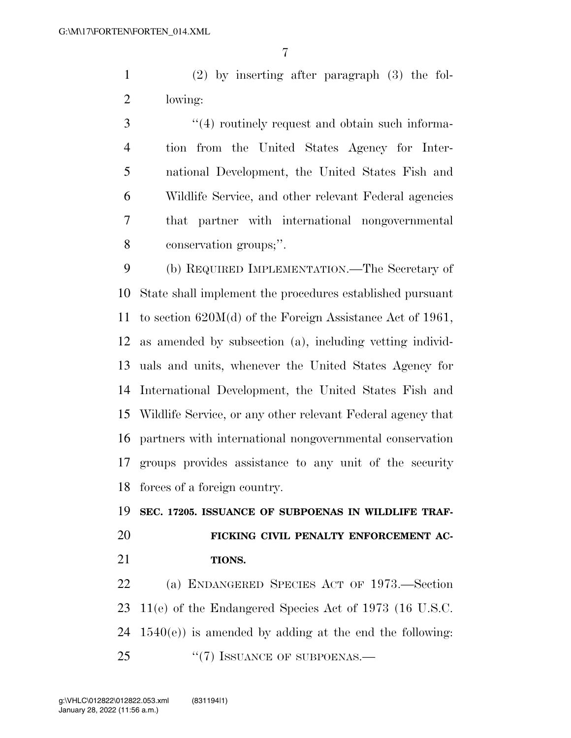(2) by inserting after paragraph (3) the following:

"(4) routinely request and obtain such information from the United States Agency for International Development, the United States Fish and Wildlife Service, and other relevant Federal agencies that partner with international nongovernmental conservation groups;".

(b) REQUIRED IMPLEMENTATION.—The Secretary of State shall implement the procedures established pursuant to section 620M(d) of the Foreign Assistance Act of 1961, as amended by subsection (a), including vetting individuals and units, whenever the United States Agency for International Development, the United States Fish and Wildlife Service, or any other relevant Federal agency that partners with international nongovernmental conservation groups provides assistance to any unit of the security forces of a foreign country.

**SEC. 17205. ISSUANCE OF SUBPOENAS IN WILDLIFE TRAFFICKING CIVIL PENALTY ENFORCEMENT ACTIONS.**

(a) ENDANGERED SPECIES ACT OF 1973.—Section 11(e) of the Endangered Species Act of 1973 (16 U.S.C. 1540(e)) is amended by adding at the end the following:

"(7) ISSUANCE OF SUBPOENAS.—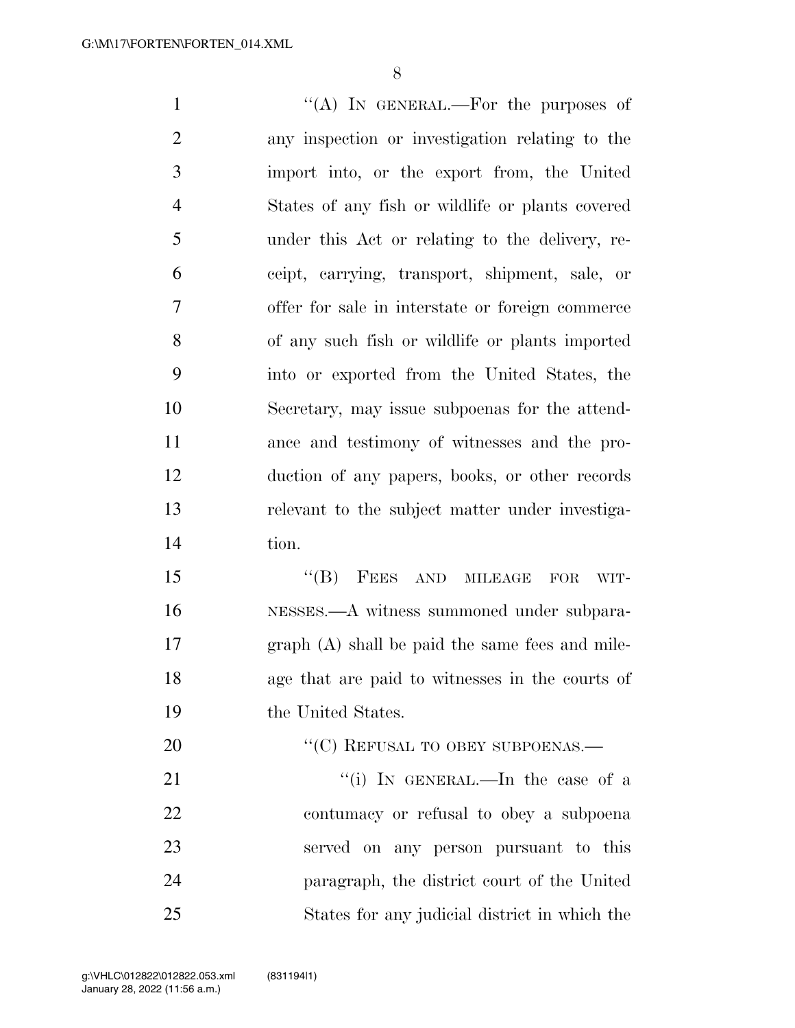"(A) IN GENERAL.—For the purposes of any inspection or investigation relating to the import into, or the export from, the United States of any fish or wildlife or plants covered under this Act or relating to the delivery, receipt, carrying, transport, shipment, sale, or offer for sale in interstate or foreign commerce of any such fish or wildlife or plants imported into or exported from the United States, the Secretary, may issue subpoenas for the attendance and testimony of witnesses and the production of any papers, books, or other records relevant to the subject matter under investigation.

"(B) FEES AND MILEAGE FOR WITNESSES.—A witness summoned under subparagraph (A) shall be paid the same fees and mileage that are paid to witnesses in the courts of the United States.

"(C) REFUSAL TO OBEY SUBPOENAS.—

"(i) IN GENERAL.—In the case of a contumacy or refusal to obey a subpoena served on any person pursuant to this paragraph, the district court of the United States for any judicial district in which the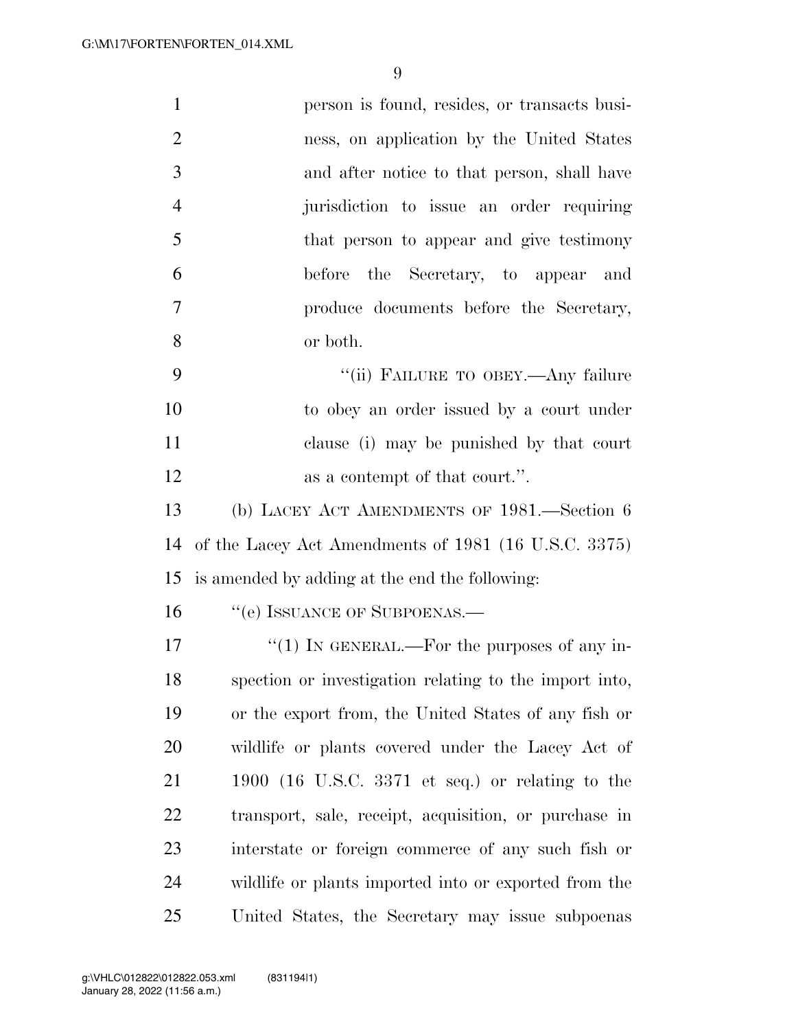person is found, resides, or transacts business, on application by the United States and after notice to that person, shall have jurisdiction to issue an order requiring that person to appear and give testimony before the Secretary, to appear and produce documents before the Secretary, or both.

"(ii) FAILURE TO OBEY.—Any failure to obey an order issued by a court under clause (i) may be punished by that court as a contempt of that court.".

(b) LACEY ACT AMENDMENTS OF 1981.—Section 6 of the Lacey Act Amendments of 1981 (16 U.S.C. 3375) is amended by adding at the end the following:

"(e) ISSUANCE OF SUBPOENAS.—

"(1) IN GENERAL.—For the purposes of any inspection or investigation relating to the import into, or the export from, the United States of any fish or wildlife or plants covered under the Lacey Act of 1900 (16 U.S.C. 3371 et seq.) or relating to the transport, sale, receipt, acquisition, or purchase in interstate or foreign commerce of any such fish or wildlife or plants imported into or exported from the United States, the Secretary may issue subpoenas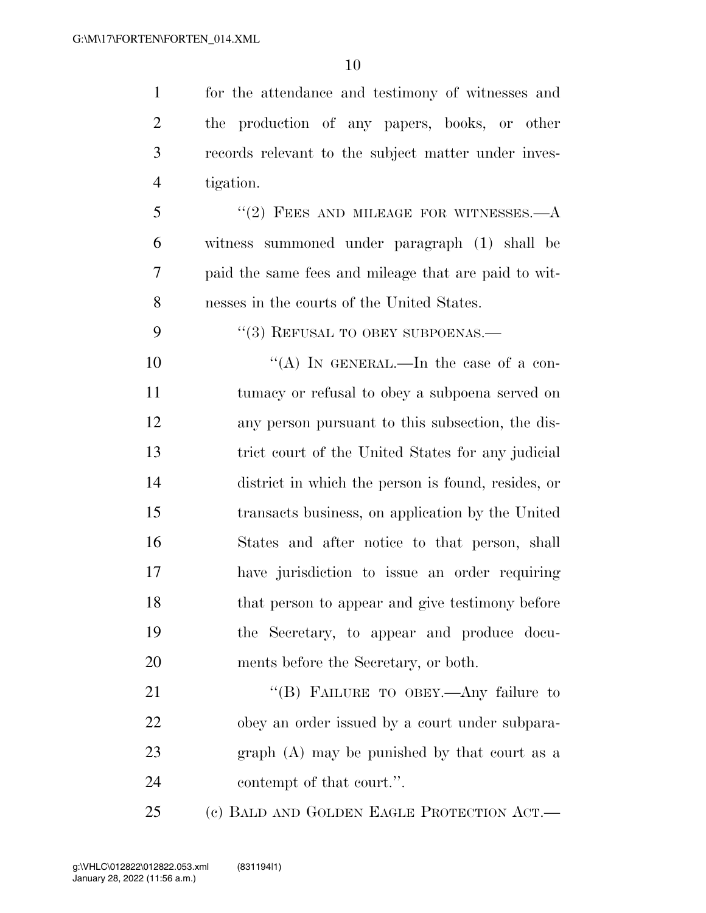for the attendance and testimony of witnesses and the production of any papers, books, or other records relevant to the subject matter under investigation.

"(2) FEES AND MILEAGE FOR WITNESSES.—A witness summoned under paragraph (1) shall be paid the same fees and mileage that are paid to witnesses in the courts of the United States.

"(3) REFUSAL TO OBEY SUBPOENAS.—

"(A) IN GENERAL.—In the case of a contumacy or refusal to obey a subpoena served on any person pursuant to this subsection, the district court of the United States for any judicial district in which the person is found, resides, or transacts business, on application by the United States and after notice to that person, shall have jurisdiction to issue an order requiring that person to appear and give testimony before the Secretary, to appear and produce documents before the Secretary, or both.

"(B) FAILURE TO OBEY.—Any failure to obey an order issued by a court under subparagraph (A) may be punished by that court as a contempt of that court.".

(c) BALD AND GOLDEN EAGLE PROTECTION ACT.—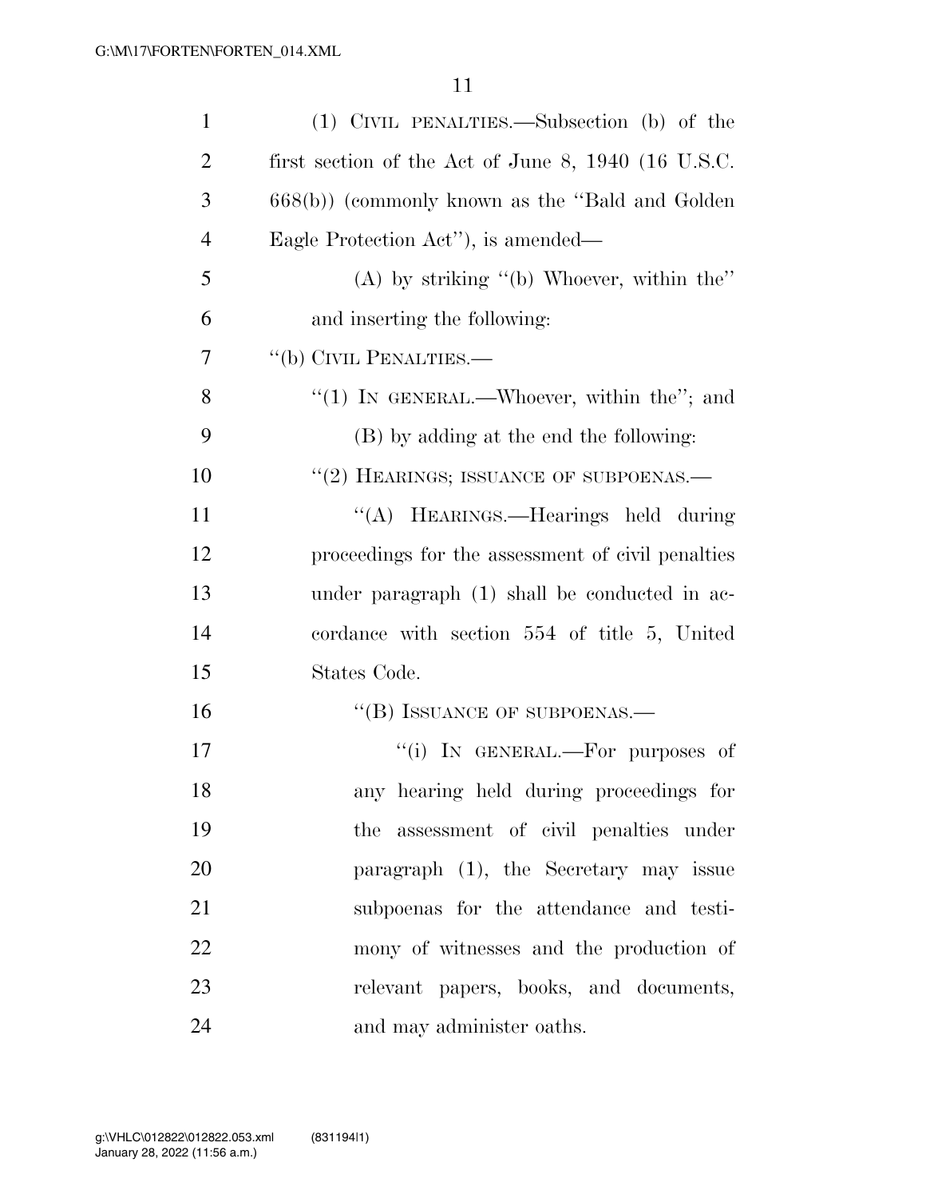(1) CIVIL PENALTIES.—Subsection (b) of the first section of the Act of June 8, 1940 (16 U.S.C. 668(b)) (commonly known as the ''Bald and Golden Eagle Protection Act''), is amended—

(A) by striking ''(b) Whoever, within the'' and inserting the following:

''(b) CIVIL PENALTIES.—

''(1) IN GENERAL.—Whoever, within the''; and

(B) by adding at the end the following:

''(2) HEARINGS; ISSUANCE OF SUBPOENAS.—

''(A) HEARINGS.—Hearings held during proceedings for the assessment of civil penalties under paragraph (1) shall be conducted in accordance with section 554 of title 5, United States Code.

''(B) ISSUANCE OF SUBPOENAS.—

''(i) IN GENERAL.—For purposes of any hearing held during proceedings for the assessment of civil penalties under paragraph (1), the Secretary may issue subpoenas for the attendance and testimony of witnesses and the production of relevant papers, books, and documents, and may administer oaths.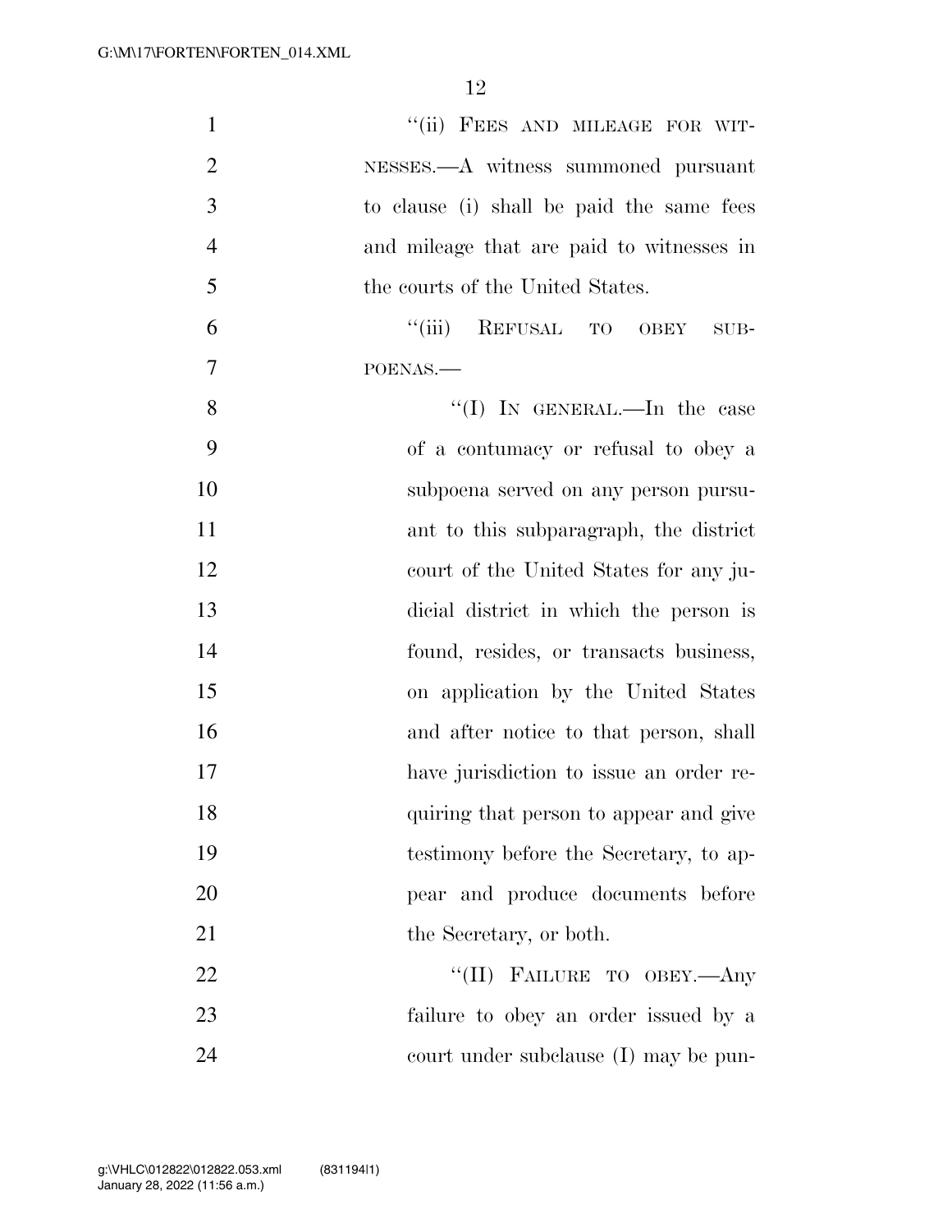"(ii) FEES AND MILEAGE FOR WITNESSES.—A witness summoned pursuant to clause (i) shall be paid the same fees and mileage that are paid to witnesses in the courts of the United States.

"(iii) REFUSAL TO OBEY SUBPOENAS.—

"(I) IN GENERAL.—In the case of a contumacy or refusal to obey a subpoena served on any person pursuant to this subparagraph, the district court of the United States for any judicial district in which the person is found, resides, or transacts business, on application by the United States and after notice to that person, shall have jurisdiction to issue an order requiring that person to appear and give testimony before the Secretary, to appear and produce documents before the Secretary, or both.

"(II) FAILURE TO OBEY.—Any failure to obey an order issued by a court under subclause (I) may be pun-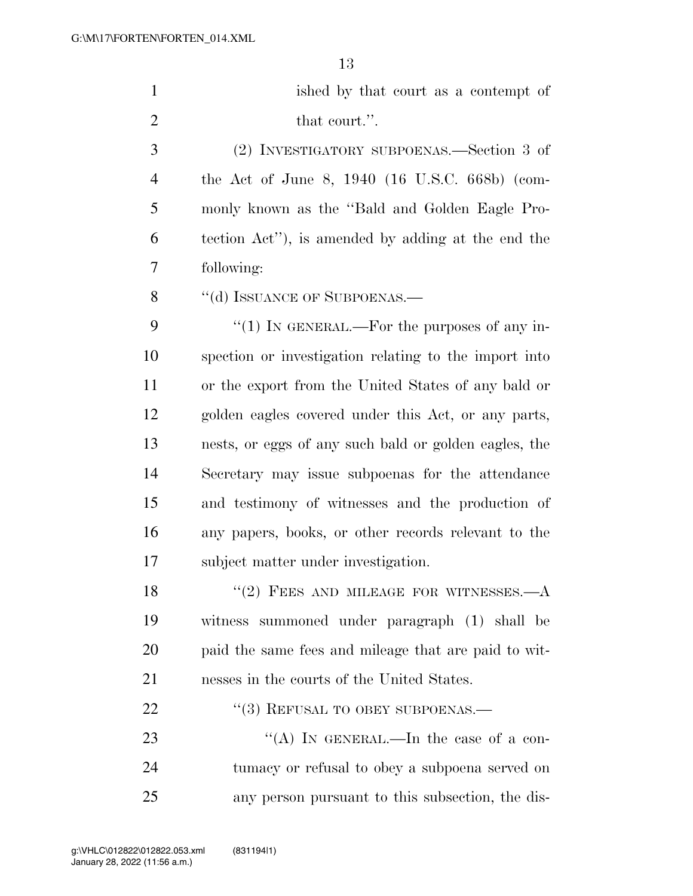ished by that court as a contempt of that court.''.

(2) INVESTIGATORY SUBPOENAS.—Section 3 of the Act of June 8, 1940 (16 U.S.C. 668b) (commonly known as the ''Bald and Golden Eagle Protection Act''), is amended by adding at the end the following:

''(d) ISSUANCE OF SUBPOENAS.—

''(1) IN GENERAL.—For the purposes of any inspection or investigation relating to the import into or the export from the United States of any bald or golden eagles covered under this Act, or any parts, nests, or eggs of any such bald or golden eagles, the Secretary may issue subpoenas for the attendance and testimony of witnesses and the production of any papers, books, or other records relevant to the subject matter under investigation.

''(2) FEES AND MILEAGE FOR WITNESSES.—A witness summoned under paragraph (1) shall be paid the same fees and mileage that are paid to witnesses in the courts of the United States.

''(3) REFUSAL TO OBEY SUBPOENAS.—

''(A) IN GENERAL.—In the case of a contumacy or refusal to obey a subpoena served on any person pursuant to this subsection, the dis-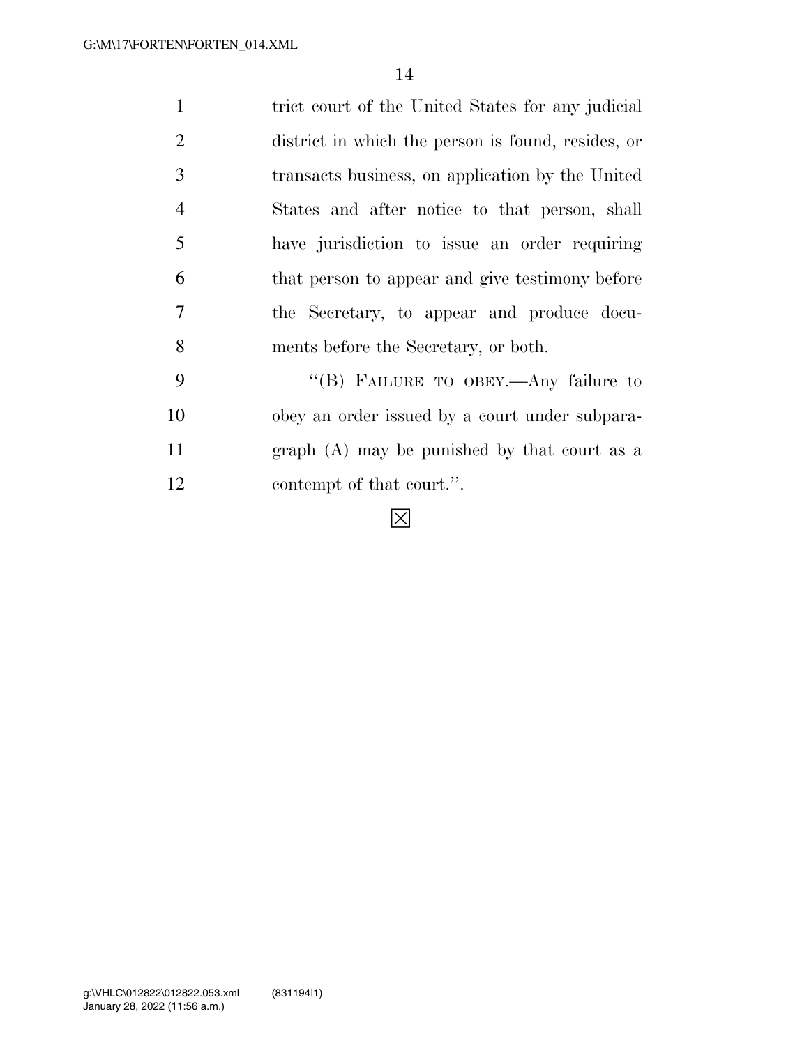trict court of the United States for any judicial district in which the person is found, resides, or transacts business, on application by the United States and after notice to that person, shall have jurisdiction to issue an order requiring that person to appear and give testimony before the Secretary, to appear and produce documents before the Secretary, or both.

"(B) FAILURE TO OBEY.—Any failure to obey an order issued by a court under subparagraph (A) may be punished by that court as a contempt of that court.".